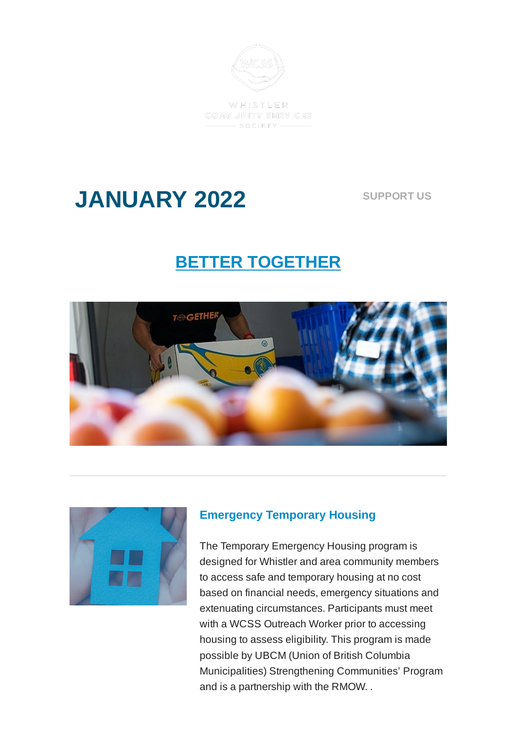WHISTLER COMMUNITY SERVICES SOCIETY

# JANUARY 2022

SUPPORT US

## BETTER TOGETHER

---

### Emergency Temporary Housing

The Temporary Emergency Housing program is designed for Whistler and area community members to access safe and temporary housing at no cost based on financial needs, emergency situations and extenuating circumstances. Participants must meet with a WCSS Outreach Worker prior to accessing housing to assess eligibility. This program is made possible by UBCM (Union of British Columbia Municipalities) Strengthening Communities' Program and is a partnership with the RMOW. .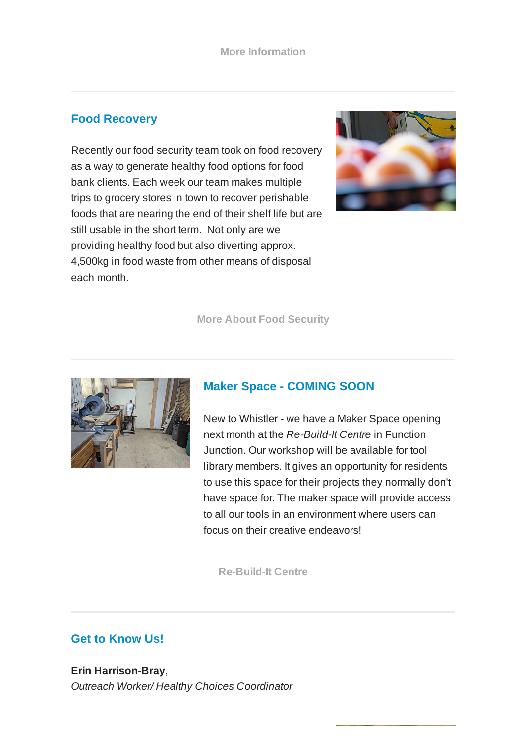More Information

---

## Food Recovery

Recently our food security team took on food recovery as a way to generate healthy food options for food bank clients. Each week our team makes multiple trips to grocery stores in town to recover perishable foods that are nearing the end of their shelf life but are still usable in the short term.  Not only are we providing healthy food but also diverting approx. 4,500kg in food waste from other means of disposal each month.

More About Food Security

---

## Maker Space - COMING SOON

New to Whistler - we have a Maker Space opening next month at the *Re-Build-It Centre* in Function Junction. Our workshop will be available for tool library members. It gives an opportunity for residents to use this space for their projects they normally don't have space for. The maker space will provide access to all our tools in an environment where users can focus on their creative endeavors!

Re-Build-It Centre

---

## Get to Know Us!

**Erin Harrison-Bray**,
*Outreach Worker/ Healthy Choices Coordinator*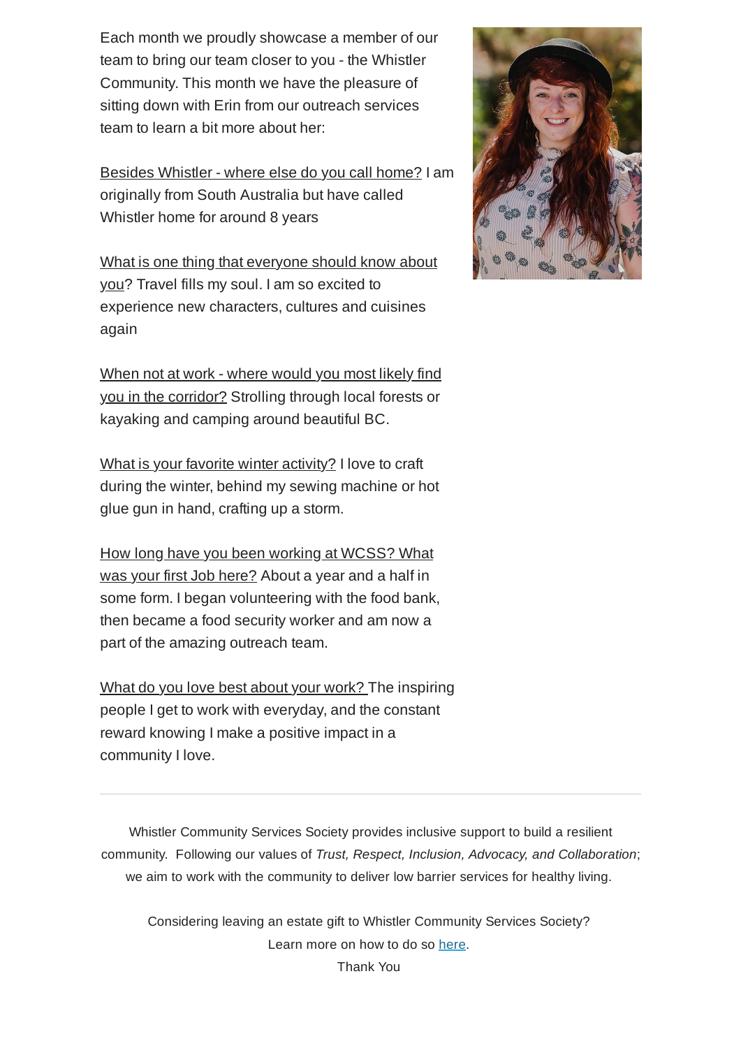Each month we proudly showcase a member of our team to bring our team closer to you - the Whistler Community. This month we have the pleasure of sitting down with Erin from our outreach services team to learn a bit more about her:

Besides Whistler - where else do you call home? I am originally from South Australia but have called Whistler home for around 8 years

What is one thing that everyone should know about you? Travel fills my soul. I am so excited to experience new characters, cultures and cuisines again

When not at work - where would you most likely find you in the corridor? Strolling through local forests or kayaking and camping around beautiful BC.

What is your favorite winter activity? I love to craft during the winter, behind my sewing machine or hot glue gun in hand, crafting up a storm.

How long have you been working at WCSS? What was your first Job here? About a year and a half in some form. I began volunteering with the food bank, then became a food security worker and am now a part of the amazing outreach team.

What do you love best about your work? The inspiring people I get to work with everyday, and the constant reward knowing I make a positive impact in a community I love.

---

Whistler Community Services Society provides inclusive support to build a resilient community. Following our values of *Trust, Respect, Inclusion, Advocacy, and Collaboration*; we aim to work with the community to deliver low barrier services for healthy living.

Considering leaving an estate gift to Whistler Community Services Society?
Learn more on how to do so here.
Thank You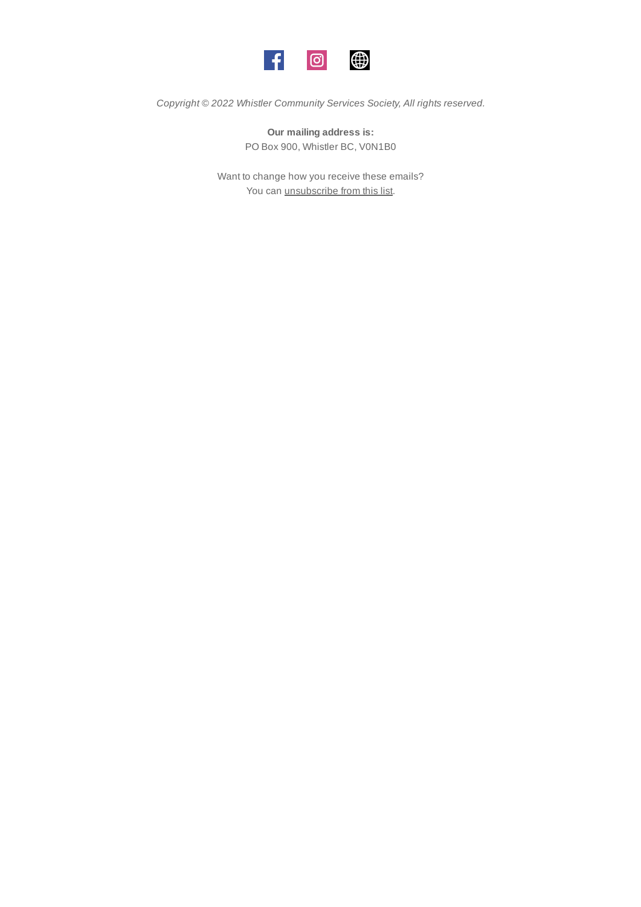*Copyright © 2022 Whistler Community Services Society, All rights reserved.*

**Our mailing address is:**
PO Box 900, Whistler BC, V0N1B0

Want to change how you receive these emails?
You can unsubscribe from this list.